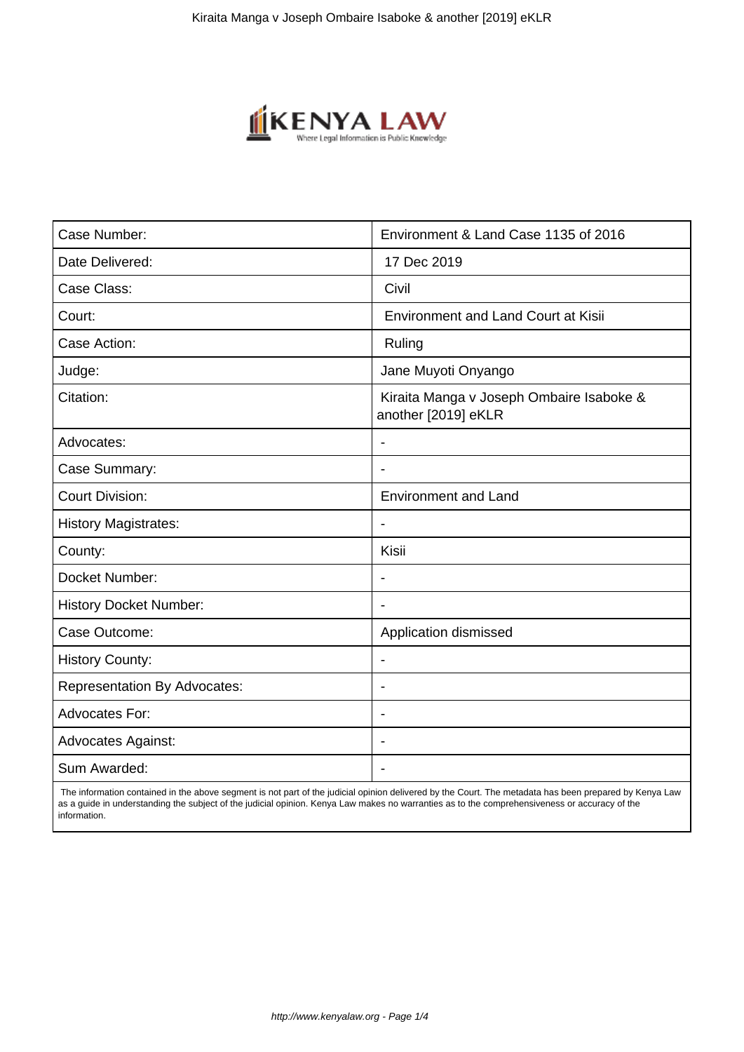| Case Number: | Environment & Land Case 1135 of 2016 |
|---|---|
| Date Delivered: | 17 Dec 2019 |
| Case Class: | Civil |
| Court: | Environment and Land Court at Kisii |
| Case Action: | Ruling |
| Judge: | Jane Muyoti Onyango |
| Citation: | Kiraita Manga v Joseph Ombaire Isaboke & another [2019] eKLR |
| Advocates: | - |
| Case Summary: | - |
| Court Division: | Environment and Land |
| History Magistrates: | - |
| County: | Kisii |
| Docket Number: | - |
| History Docket Number: | - |
| Case Outcome: | Application dismissed |
| History County: | - |
| Representation By Advocates: | - |
| Advocates For: | - |
| Advocates Against: | - |
| Sum Awarded: | - |

The information contained in the above segment is not part of the judicial opinion delivered by the Court. The metadata has been prepared by Kenya Law as a guide in understanding the subject of the judicial opinion. Kenya Law makes no warranties as to the comprehensiveness or accuracy of the information.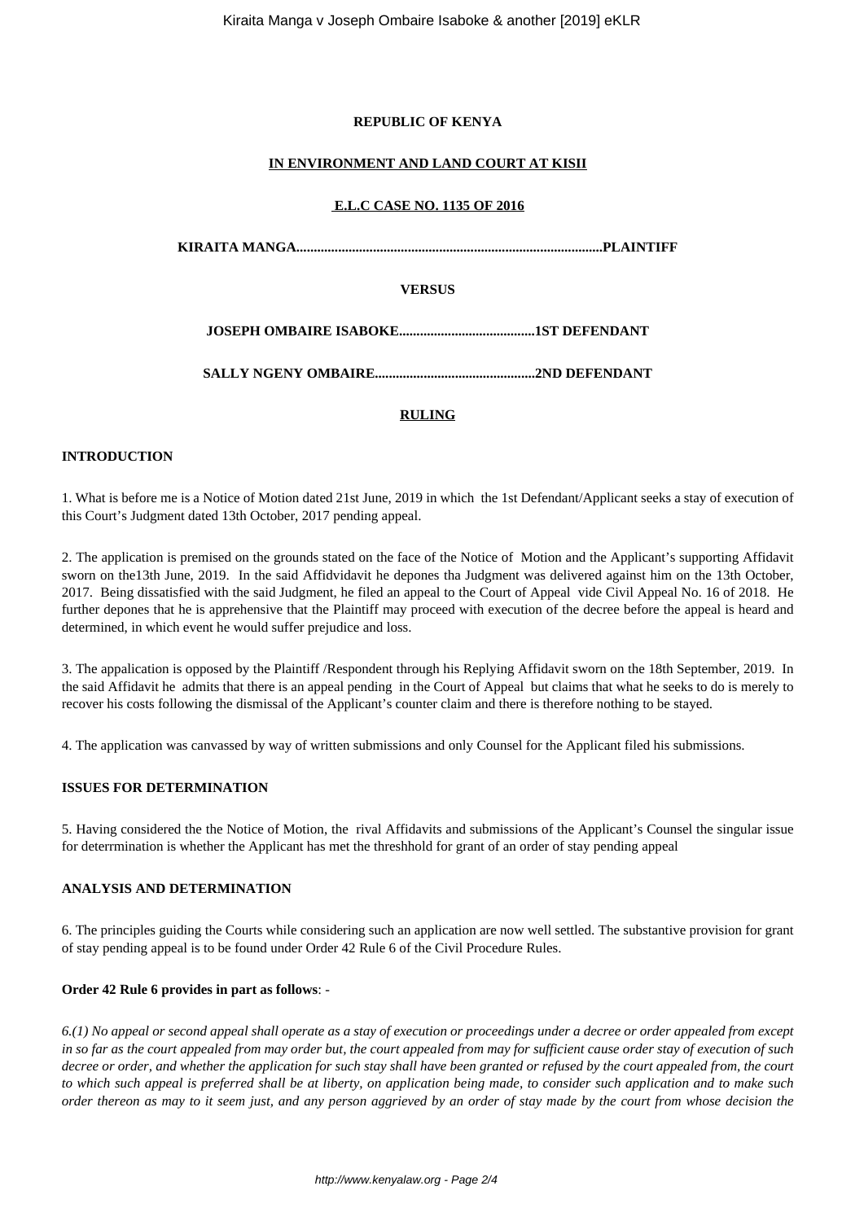**REPUBLIC OF KENYA**

**IN ENVIRONMENT AND LAND COURT AT KISII**

**E.L.C CASE NO. 1135 OF 2016**

**KIRAITA MANGA..........................................................................................PLAINTIFF**

**VERSUS**

**JOSEPH OMBAIRE ISABOKE.......................................1ST DEFENDANT**

**SALLY NGENY OMBAIRE..............................................2ND DEFENDANT**

**RULING**

**INTRODUCTION**

1. What is before me is a Notice of Motion dated 21st June, 2019 in which the 1st Defendant/Applicant seeks a stay of execution of this Court's Judgment dated 13th October, 2017 pending appeal.

2. The application is premised on the grounds stated on the face of the Notice of Motion and the Applicant's supporting Affidavit sworn on the13th June, 2019. In the said Affidvidavit he depones tha Judgment was delivered against him on the 13th October, 2017. Being dissatisfied with the said Judgment, he filed an appeal to the Court of Appeal vide Civil Appeal No. 16 of 2018. He further depones that he is apprehensive that the Plaintiff may proceed with execution of the decree before the appeal is heard and determined, in which event he would suffer prejudice and loss.

3. The appalication is opposed by the Plaintiff /Respondent through his Replying Affidavit sworn on the 18th September, 2019. In the said Affidavit he admits that there is an appeal pending in the Court of Appeal but claims that what he seeks to do is merely to recover his costs following the dismissal of the Applicant's counter claim and there is therefore nothing to be stayed.

4. The application was canvassed by way of written submissions and only Counsel for the Applicant filed his submissions.

**ISSUES FOR DETERMINATION**

5. Having considered the the Notice of Motion, the rival Affidavits and submissions of the Applicant's Counsel the singular issue for deterrmination is whether the Applicant has met the threshhold for grant of an order of stay pending appeal

**ANALYSIS AND DETERMINATION**

6. The principles guiding the Courts while considering such an application are now well settled. The substantive provision for grant of stay pending appeal is to be found under Order 42 Rule 6 of the Civil Procedure Rules.

**Order 42 Rule 6 provides in part as follows**: -

*6.(1) No appeal or second appeal shall operate as a stay of execution or proceedings under a decree or order appealed from except in so far as the court appealed from may order but, the court appealed from may for sufficient cause order stay of execution of such decree or order, and whether the application for such stay shall have been granted or refused by the court appealed from, the court to which such appeal is preferred shall be at liberty, on application being made, to consider such application and to make such order thereon as may to it seem just, and any person aggrieved by an order of stay made by the court from whose decision the*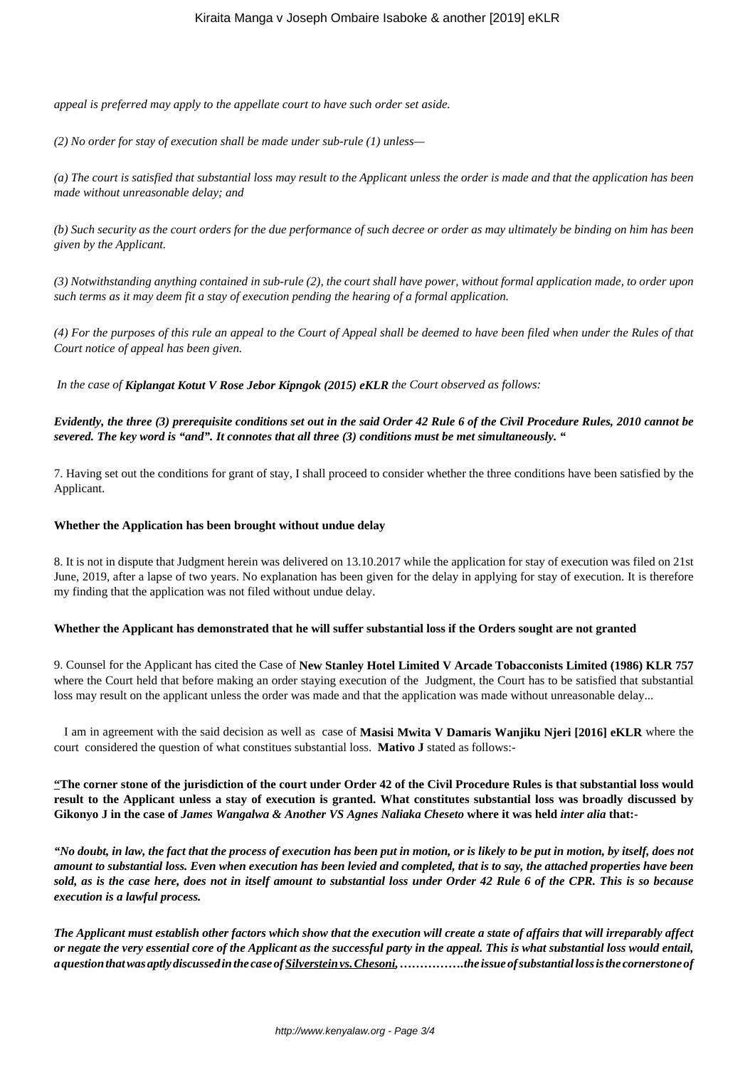*appeal is preferred may apply to the appellate court to have such order set aside.*

*(2) No order for stay of execution shall be made under sub-rule (1) unless—*

*(a) The court is satisfied that substantial loss may result to the Applicant unless the order is made and that the application has been made without unreasonable delay; and*

*(b) Such security as the court orders for the due performance of such decree or order as may ultimately be binding on him has been given by the Applicant.*

*(3) Notwithstanding anything contained in sub-rule (2), the court shall have power, without formal application made, to order upon such terms as it may deem fit a stay of execution pending the hearing of a formal application.*

*(4) For the purposes of this rule an appeal to the Court of Appeal shall be deemed to have been filed when under the Rules of that Court notice of appeal has been given.*

*In the case of* ***Kiplangat Kotut V Rose Jebor Kipngok (2015) eKLR*** *the Court observed as follows:*

***Evidently, the three (3) prerequisite conditions set out in the said Order 42 Rule 6 of the Civil Procedure Rules, 2010 cannot be severed. The key word is "and". It connotes that all three (3) conditions must be met simultaneously. "***

7. Having set out the conditions for grant of stay, I shall proceed to consider whether the three conditions have been satisfied by the Applicant.

**Whether the Application has been brought without undue delay**

8. It is not in dispute that Judgment herein was delivered on 13.10.2017 while the application for stay of execution was filed on 21st June, 2019, after a lapse of two years. No explanation has been given for the delay in applying for stay of execution. It is therefore my finding that the application was not filed without undue delay.

**Whether the Applicant has demonstrated that he will suffer substantial loss if the Orders sought are not granted**

9. Counsel for the Applicant has cited the Case of **New Stanley Hotel Limited V Arcade Tobacconists Limited (1986) KLR 757** where the Court held that before making an order staying execution of the Judgment, the Court has to be satisfied that substantial loss may result on the applicant unless the order was made and that the application was made without unreasonable delay...

I am in agreement with the said decision as well as case of **Masisi Mwita V Damaris Wanjiku Njeri [2016] eKLR** where the court considered the question of what constitues substantial loss. **Mativo J** stated as follows:-

**"The corner stone of the jurisdiction of the court under Order 42 of the Civil Procedure Rules is that substantial loss would result to the Applicant unless a stay of execution is granted. What constitutes substantial loss was broadly discussed by Gikonyo J in the case of *James Wangalwa & Another VS Agnes Naliaka Cheseto* where it was held *inter alia* that:-**

***"No doubt, in law, the fact that the process of execution has been put in motion, or is likely to be put in motion, by itself, does not amount to substantial loss. Even when execution has been levied and completed, that is to say, the attached properties have been sold, as is the case here, does not in itself amount to substantial loss under Order 42 Rule 6 of the CPR. This is so because execution is a lawful process.***

***The Applicant must establish other factors which show that the execution will create a state of affairs that will irreparably affect or negate the very essential core of the Applicant as the successful party in the appeal. This is what substantial loss would entail, a question that was aptly discussed in the case of Silverstein vs. Chesoni, …………….the issue of substantial loss is the cornerstone of***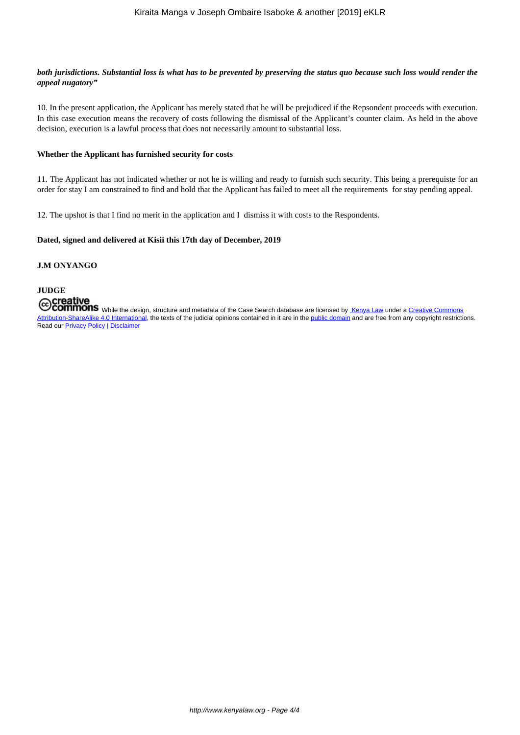***both jurisdictions. Substantial loss is what has to be prevented by preserving the status quo because such loss would render the appeal nugatory"***

10. In the present application, the Applicant has merely stated that he will be prejudiced if the Repsondent proceeds with execution. In this case execution means the recovery of costs following the dismissal of the Applicant's counter claim. As held in the above decision, execution is a lawful process that does not necessarily amount to substantial loss.

**Whether the Applicant has furnished security for costs**

11. The Applicant has not indicated whether or not he is willing and ready to furnish such security. This being a prerequiste for an order for stay I am constrained to find and hold that the Applicant has failed to meet all the requirements for stay pending appeal.

12. The upshot is that I find no merit in the application and I dismiss it with costs to the Respondents.

**Dated, signed and delivered at Kisii this 17th day of December, 2019**

**J.M ONYANGO**

**JUDGE**

While the design, structure and metadata of the Case Search database are licensed by Kenya Law under a Creative Commons Attribution-ShareAlike 4.0 International, the texts of the judicial opinions contained in it are in the public domain and are free from any copyright restrictions. Read our Privacy Policy | Disclaimer